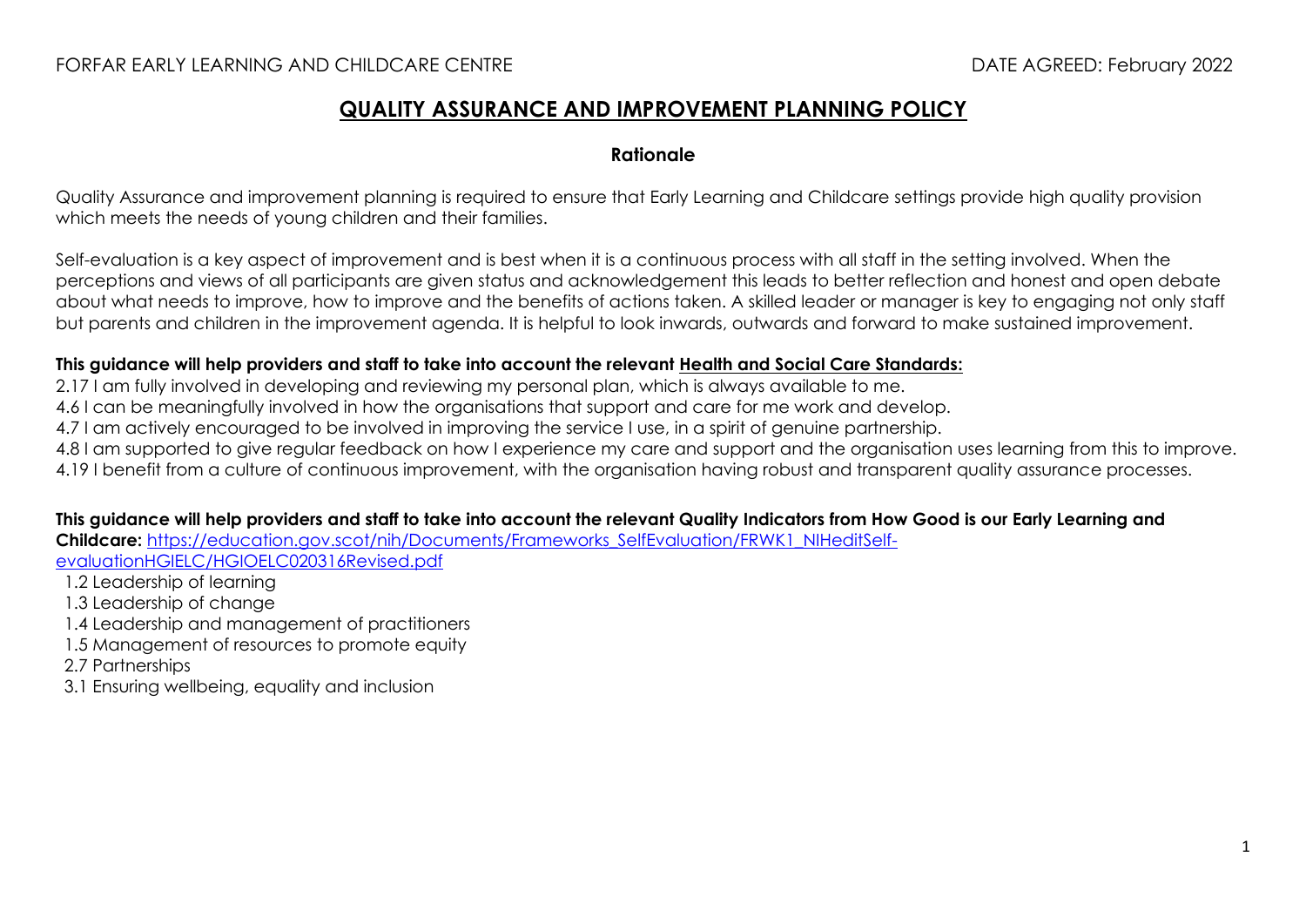FORFAR EARLY LEARNING AND CHILDCARE CENTRE DATE AGREED: February 2022

# QUALITY ASSURANCE AND IMPROVEMENT PLANNING POLICY

## Rationale

Quality Assurance and improvement planning is required to ensure that Early Learning and Childcare settings provide high quality provision which meets the needs of young children and their families.

Self-evaluation is a key aspect of improvement and is best when it is a continuous process with all staff in the setting involved. When the perceptions and views of all participants are given status and acknowledgement this leads to better reflection and honest and open debate about what needs to improve, how to improve and the benefits of actions taken. A skilled leader or manager is key to engaging not only staff but parents and children in the improvement agenda. It is helpful to look inwards, outwards and forward to make sustained improvement.

**This guidance will help providers and staff to take into account the relevant Health and Social Care Standards:**

2.17 I am fully involved in developing and reviewing my personal plan, which is always available to me.
4.6 I can be meaningfully involved in how the organisations that support and care for me work and develop.
4.7 I am actively encouraged to be involved in improving the service I use, in a spirit of genuine partnership.
4.8 I am supported to give regular feedback on how I experience my care and support and the organisation uses learning from this to improve.
4.19 I benefit from a culture of continuous improvement, with the organisation having robust and transparent quality assurance processes.

**This guidance will help providers and staff to take into account the relevant Quality Indicators from How Good is our Early Learning and Childcare:** https://education.gov.scot/nih/Documents/Frameworks_SelfEvaluation/FRWK1_NIHeditSelf-evaluationHGIELC/HGIOELC020316Revised.pdf

1.2 Leadership of learning
1.3 Leadership of change
1.4 Leadership and management of practitioners
1.5 Management of resources to promote equity
2.7 Partnerships
3.1 Ensuring wellbeing, equality and inclusion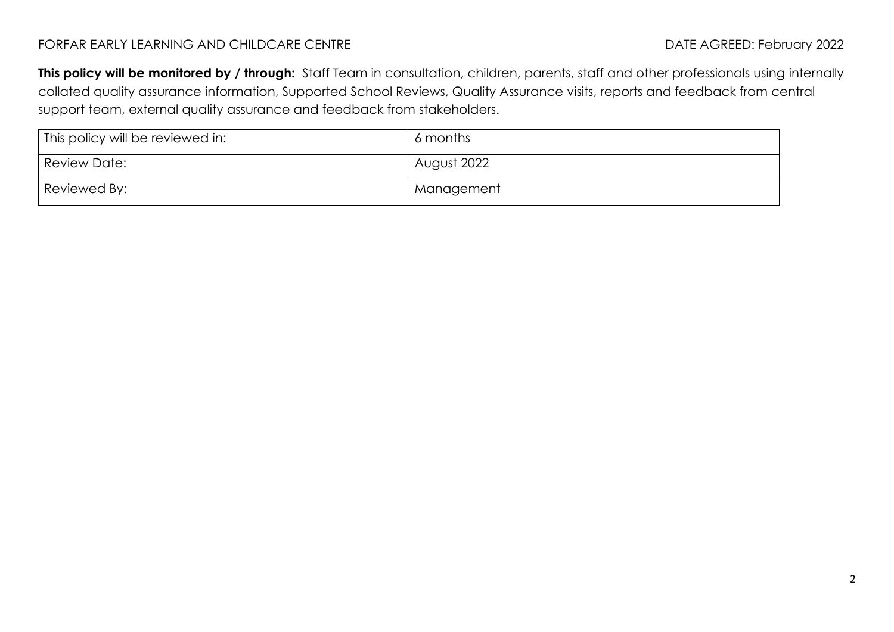**This policy will be monitored by / through:** Staff Team in consultation, children, parents, staff and other professionals using internally collated quality assurance information, Supported School Reviews, Quality Assurance visits, reports and feedback from central support team, external quality assurance and feedback from stakeholders.

| This policy will be reviewed in: | 6 months |
|---|---|
| Review Date: | August 2022 |
| Reviewed By: | Management |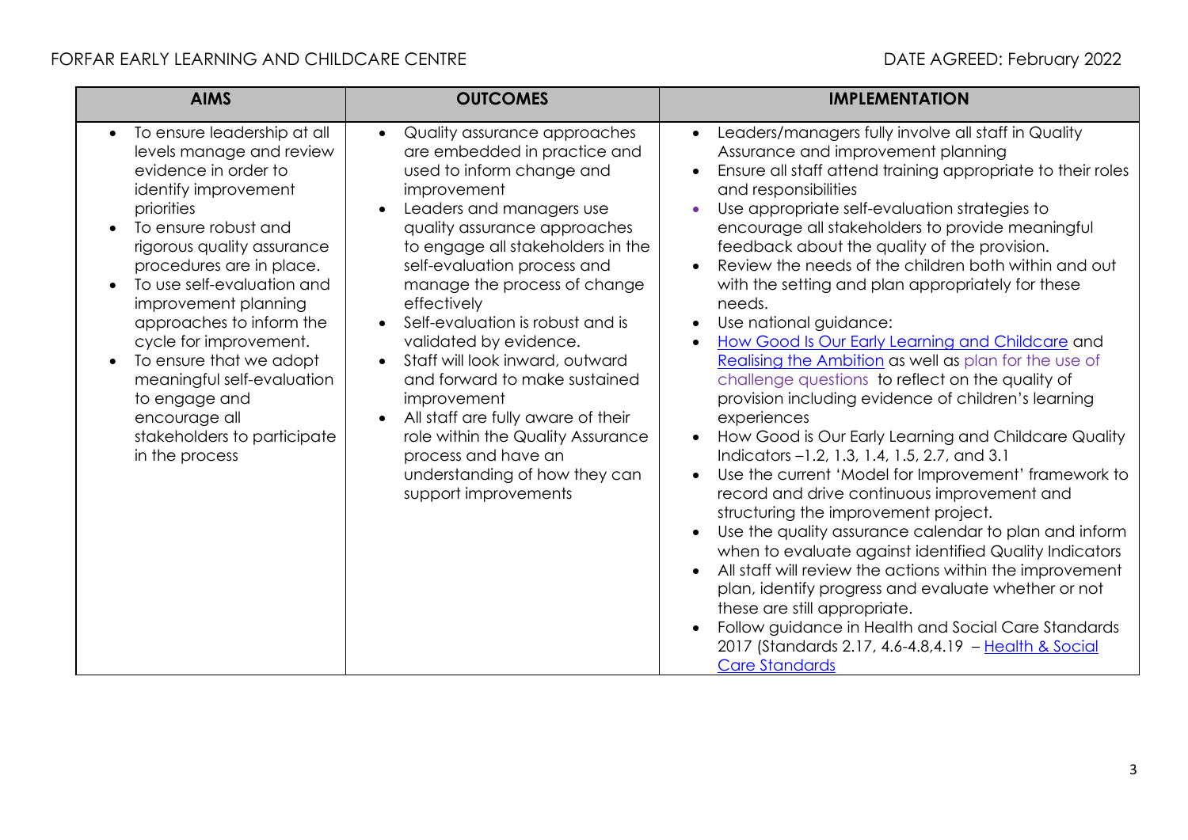| AIMS | OUTCOMES | IMPLEMENTATION |
| --- | --- | --- |
| • To ensure leadership at all levels manage and review evidence in order to identify improvement priorities<br>• To ensure robust and rigorous quality assurance procedures are in place.<br>• To use self-evaluation and improvement planning approaches to inform the cycle for improvement.<br>• To ensure that we adopt meaningful self-evaluation to engage and encourage all stakeholders to participate in the process | • Quality assurance approaches are embedded in practice and used to inform change and improvement<br>• Leaders and managers use quality assurance approaches to engage all stakeholders in the self-evaluation process and manage the process of change effectively<br>• Self-evaluation is robust and is validated by evidence.<br>• Staff will look inward, outward and forward to make sustained improvement<br>• All staff are fully aware of their role within the Quality Assurance process and have an understanding of how they can support improvements | • Leaders/managers fully involve all staff in Quality Assurance and improvement planning<br>• Ensure all staff attend training appropriate to their roles and responsibilities<br>• Use appropriate self-evaluation strategies to encourage all stakeholders to provide meaningful feedback about the quality of the provision.<br>• Review the needs of the children both within and out with the setting and plan appropriately for these needs.<br>• Use national guidance:<br>• How Good Is Our Early Learning and Childcare and Realising the Ambition as well as plan for the use of challenge questions to reflect on the quality of provision including evidence of children's learning experiences<br>• How Good is Our Early Learning and Childcare Quality Indicators –1.2, 1.3, 1.4, 1.5, 2.7, and 3.1<br>• Use the current 'Model for Improvement' framework to record and drive continuous improvement and structuring the improvement project.<br>• Use the quality assurance calendar to plan and inform when to evaluate against identified Quality Indicators<br>• All staff will review the actions within the improvement plan, identify progress and evaluate whether or not these are still appropriate.<br>• Follow guidance in Health and Social Care Standards 2017 (Standards 2.17, 4.6-4.8,4.19 – Health & Social Care Standards |